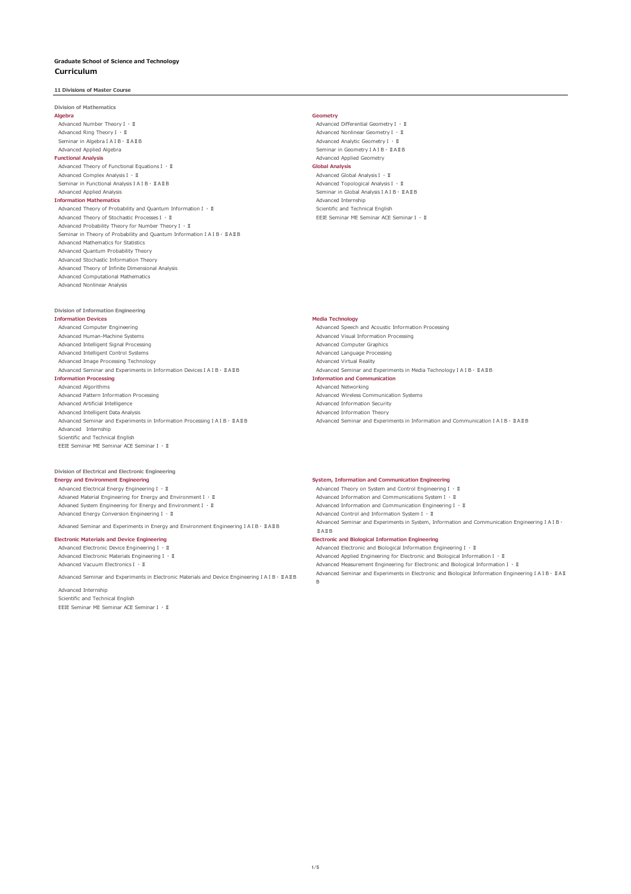# Graduate School of Science and Technology

## Curriculum

### 11 Divisions of Master Course

#### Division of Mathematics

**Algebra**

- Advanced Number Theory Ⅰ・Ⅱ
- Advanced Ring Theory Ⅰ・Ⅱ
- Seminar in Algebra ⅠAⅠB・ⅡAⅡB
- Advanced Applied Algebra

**Functional Analysis**

- Advanced Theory of Functional Equations Ⅰ・Ⅱ
- Advanced Complex Analysis Ⅰ・Ⅱ
- Seminar in Functional Analysis ⅠAⅠB・ⅡAⅡB
- Advanced Applied Analysis

**Information Mathematics**

- Advanced Theory of Probability and Quantum Information Ⅰ・Ⅱ
- Advanced Theory of Stochastic Processes Ⅰ・Ⅱ
- Advanced Probability Theory for Number Theory Ⅰ・Ⅱ
- Seminar in Theory of Probability and Quantum Information ⅠAⅠB・ⅡAⅡB
- Advanced Mathematics for Statistics
- Advanced Quantum Probability Theory
- Advanced Stochastic Information Theory
- Advanced Theory of Infinite Dimensional Analysis
- Advanced Computational Mathematics
- Advanced Nonlinear Analysis

**Geometry**

- Advanced Differential Geometry Ⅰ・Ⅱ
- Advanced Nonlinear Geometry Ⅰ・Ⅱ
- Advanced Analytic Geometry Ⅰ・Ⅱ
- Seminar in Geometry ⅠAⅠB・ⅡAⅡB
- Advanced Applied Geometry

**Global Analysis**

- Advanced Global Analysis Ⅰ・Ⅱ
- Advanced Topological Analysis Ⅰ・Ⅱ
- Seminar in Global Analysis ⅠAⅠB・ⅡAⅡB
- Advanced Internship
- Scientific and Technical English
- EEIE Seminar ME Seminar ACE Seminar Ⅰ・Ⅱ

#### Division of Information Engineering

**Information Devices**

- Advanced Computer Engineering
- Advanced Human-Machine Systems
- Advanced Intelligent Signal Processing
- Advanced Intelligent Control Systems
- Advanced Image Processing Technology
- Advanced Seminar and Experiments in Information Devices ⅠAⅠB・ⅡAⅡB

**Information Processing**

- Advanced Algorithms
- Advanced Pattern Information Processing
- Advanced Artificial Intelligence
- Advanced Intelligent Data Analysis
- Advanced Seminar and Experiments in Information Processing ⅠAⅠB・ⅡAⅡB
- Advanced Internship
- Scientific and Technical English
- EEIE Seminar ME Seminar ACE Seminar Ⅰ・Ⅱ

**Media Technology**

- Advanced Speech and Acoustic Information Processing
- Advanced Visual Information Processing
- Advanced Computer Graphics
- Advanced Language Processing
- Advanced Virtual Reality
- Advanced Seminar and Experiments in Media Technology ⅠAⅠB・ⅡAⅡB

**Information and Communication**

- Advanced Networking
- Advanced Wireless Communication Systems
- Advanced Information Security
- Advanced Information Theory
- Advanced Seminar and Experiments in Information and Communication ⅠAⅠB・ⅡAⅡB

#### Division of Electrical and Electronic Engineering

**Energy and Environment Engineering**

- Advanced Electrical Energy Engineering Ⅰ・Ⅱ
- Advaned Material Engineering for Energy and Environment Ⅰ・Ⅱ
- Advaned System Engineering for Energy and Environment Ⅰ・Ⅱ
- Advanced Energy Conversion Engineering Ⅰ・Ⅱ
- Advaned Seminar and Experiments in Energy and Environment Engineering ⅠAⅠB・ⅡAⅡB

**Electronic Materials and Device Engineering**

- Advanced Electronic Device Engineering Ⅰ・Ⅱ
- Advanced Electronic Materials Engineering Ⅰ・Ⅱ
- Advanced Vacuum Electronics Ⅰ・Ⅱ
- Advanced Seminar and Experiments in Electronic Materials and Device Engineering ⅠAⅠB・ⅡAⅡB
- Advanced Internship
- Scientific and Technical English
- EEIE Seminar ME Seminar ACE Seminar Ⅰ・Ⅱ

**System, Information and Communication Engineering**

- Advanced Theory on System and Control Engineering Ⅰ・Ⅱ
- Advanced Information and Communications System Ⅰ・Ⅱ
- Advanced Information and Communication Engineering Ⅰ・Ⅱ
- Advanced Control and Information System Ⅰ・Ⅱ
- Advanced Seminar and Experiments in System, Information and Communication Engineering ⅠAⅠB・ⅡAⅡB

**Electronic and Biological Information Engineering**

- Advanced Electronic and Biological Information Engineering Ⅰ・Ⅱ
- Advanced Applied Engineering for Electronic and Biological Information Ⅰ・Ⅱ
- Advanced Measurement Engineering for Electronic and Biological Information Ⅰ・Ⅱ
- Advanced Seminar and Experiments in Electronic and Biological Information Engineering ⅠAⅠB・ⅡAⅡB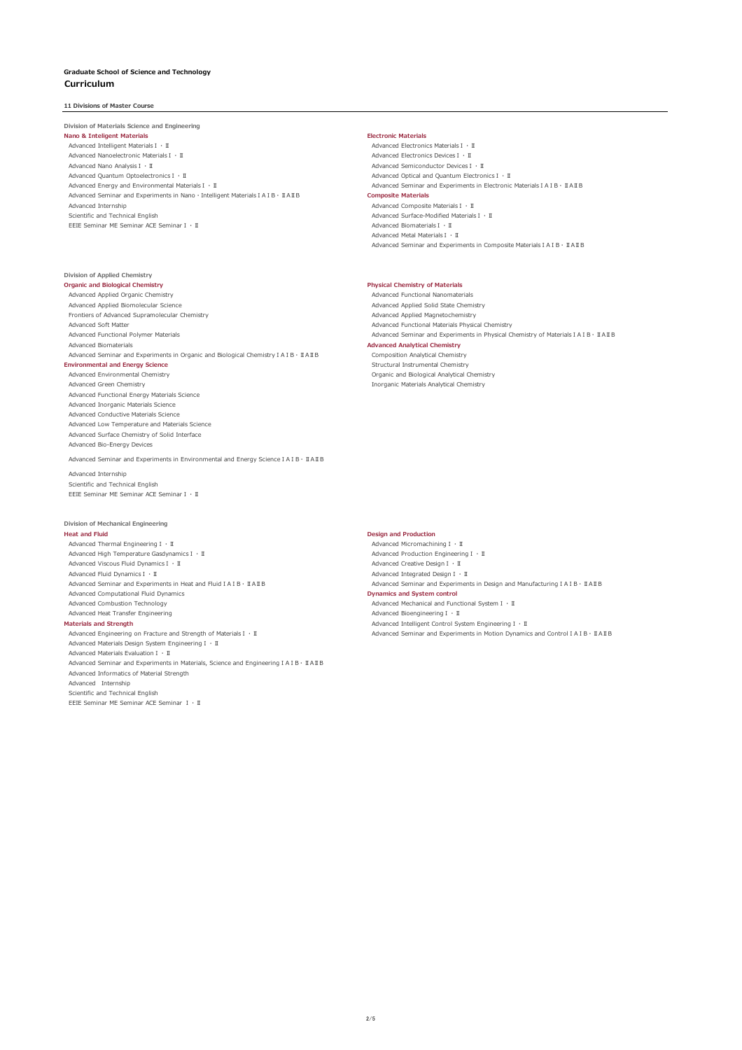**Graduate School of Science and Technology**

## Curriculum

**11 Divisions of Master Course**

### Division of Materials Science and Engineering

#### Nano & Intelligent Materials

- Advanced Intelligent Materials Ⅰ・Ⅱ
- Advanced Nanoelectronic Materials Ⅰ・Ⅱ
- Advanced Nano Analysis Ⅰ・Ⅱ
- Advanced Quantum Optoelectronics Ⅰ・Ⅱ
- Advanced Energy and Environmental Materials Ⅰ・Ⅱ
- Advanced Seminar and Experiments in Nano・Intelligent Materials ⅠAⅠB・ⅡAⅡB
- Advanced Internship
- Scientific and Technical English
- EEIE Seminar ME Seminar ACE Seminar Ⅰ・Ⅱ

#### Electronic Materials

- Advanced Electronics Materials Ⅰ・Ⅱ
- Advanced Electronics Devices Ⅰ・Ⅱ
- Advanced Semiconductor Devices Ⅰ・Ⅱ
- Advanced Optical and Quantum Electronics Ⅰ・Ⅱ
- Advanced Seminar and Experiments in Electronic Materials ⅠAⅠB・ⅡAⅡB

#### Composite Materials

- Advanced Composite Materials Ⅰ・Ⅱ
- Advanced Surface-Modified Materials Ⅰ・Ⅱ
- Advanced Biomaterials Ⅰ・Ⅱ
- Advanced Metal Materials Ⅰ・Ⅱ
- Advanced Seminar and Experiments in Composite Materials ⅠAⅠB・ⅡAⅡB

### Division of Applied Chemistry

#### Organic and Biological Chemistry

- Advanced Applied Organic Chemistry
- Advanced Applied Biomolecular Science
- Frontiers of Advanced Supramolecular Chemistry
- Advanced Soft Matter
- Advanced Functional Polymer Materials
- Advanced Biomaterials
- Advanced Seminar and Experiments in Organic and Biological Chemistry ⅠAⅠB・ⅡAⅡB

#### Environmental and Energy Science

- Advanced Environmental Chemistry
- Advanced Green Chemistry
- Advanced Functional Energy Materials Science
- Advanced Inorganic Materials Science
- Advanced Conductive Materials Science
- Advanced Low Temperature and Materials Science
- Advanced Surface Chemistry of Solid Interface
- Advanced Bio-Energy Devices
- Advanced Seminar and Experiments in Environmental and Energy Science ⅠAⅠB・ⅡAⅡB
- Advanced Internship
- Scientific and Technical English
- EEIE Seminar ME Seminar ACE Seminar Ⅰ・Ⅱ

#### Physical Chemistry of Materials

- Advanced Functional Nanomaterials
- Advanced Applied Solid State Chemistry
- Advanced Applied Magnetochemistry
- Advanced Functional Materials Physical Chemistry
- Advanced Seminar and Experiments in Physical Chemistry of Materials ⅠAⅠB・ⅡAⅡB

#### Advanced Analytical Chemistry

- Composition Analytical Chemistry
- Structural Instrumental Chemistry
- Organic and Biological Analytical Chemistry
- Inorganic Materials Analytical Chemistry

### Division of Mechanical Engineering

#### Heat and Fluid

- Advanced Thermal Engineering Ⅰ・Ⅱ
- Advanced High Temperature Gasdynamics Ⅰ・Ⅱ
- Advanced Viscous Fluid Dynamics Ⅰ・Ⅱ
- Advanced Fluid Dynamics Ⅰ・Ⅱ
- Advanced Seminar and Experiments in Heat and Fluid ⅠAⅠB・ⅡAⅡB
- Advanced Computational Fluid Dynamics
- Advanced Combustion Technology
- Advanced Heat Transfer Engineering

#### Materials and Strength

- Advanced Engineering on Fracture and Strength of Materials Ⅰ・Ⅱ
- Advanced Materials Design System Engineering Ⅰ・Ⅱ
- Advanced Materials Evaluation Ⅰ・Ⅱ
- Advanced Seminar and Experiments in Materials, Science and Engineering ⅠAⅠB・ⅡAⅡB
- Advanced Informatics of Material Strength
- Advanced Internship
- Scientific and Technical English
- EEIE Seminar ME Seminar ACE Seminar Ⅰ・Ⅱ

#### Design and Production

- Advanced Micromachining Ⅰ・Ⅱ
- Advanced Production Engineering Ⅰ・Ⅱ
- Advanced Creative Design Ⅰ・Ⅱ
- Advanced Integrated Design Ⅰ・Ⅱ
- Advanced Seminar and Experiments in Design and Manufacturing ⅠAⅠB・ⅡAⅡB

#### Dynamics and System control

- Advanced Mechanical and Functional System Ⅰ・Ⅱ
- Advanced Bioengineering Ⅰ・Ⅱ
- Advanced Intelligent Control System Engineering Ⅰ・Ⅱ
- Advanced Seminar and Experiments in Motion Dynamics and Control ⅠAⅠB・ⅡAⅡB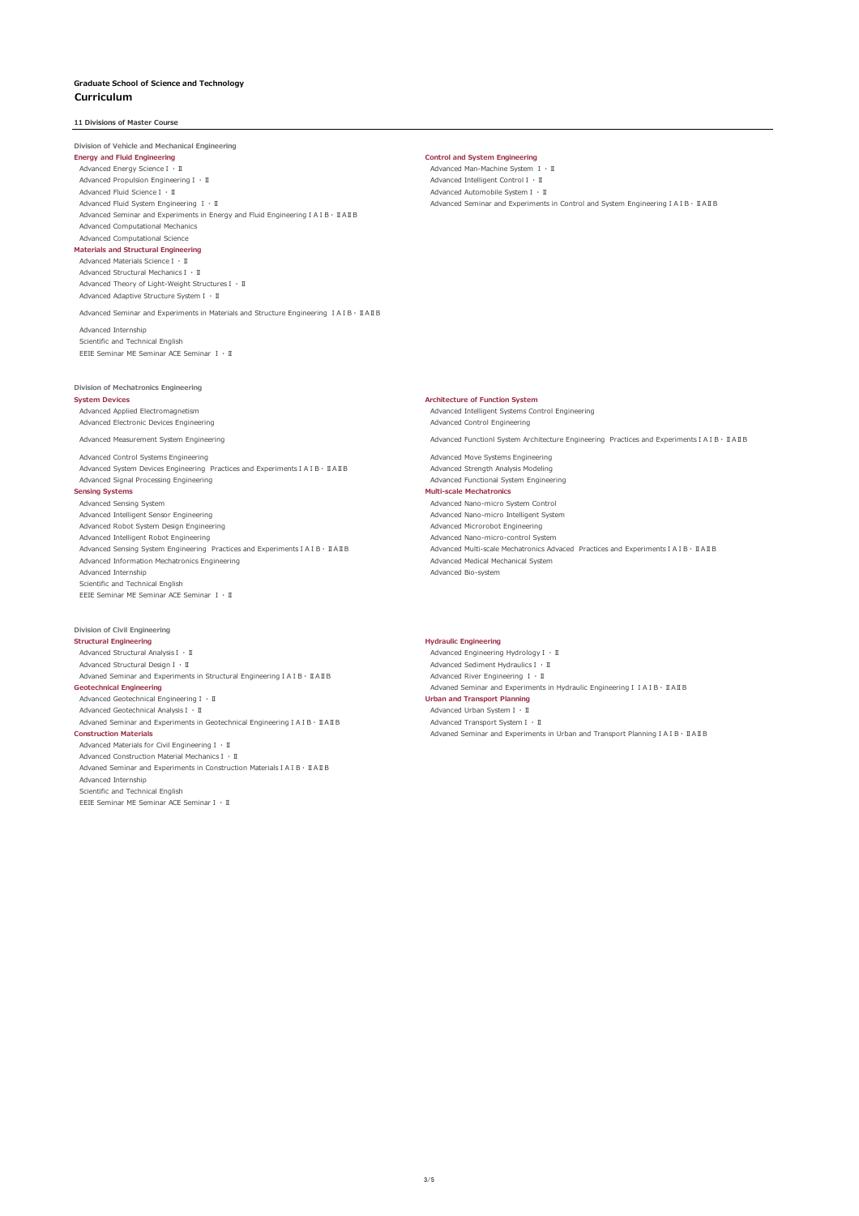**Graduate School of Science and Technology**

## Curriculum

**11 Divisions of Master Course**

### Division of Vehicle and Mechanical Engineering

#### Energy and Fluid Engineering

- Advanced Energy Science Ⅰ・Ⅱ
- Advanced Propulsion Engineering Ⅰ・Ⅱ
- Advanced Fluid Science Ⅰ・Ⅱ
- Advanced Fluid System Engineering Ⅰ・Ⅱ
- Advanced Seminar and Experiments in Energy and Fluid Engineering ⅠAⅠB・ⅡAⅡB
- Advanced Computational Mechanics
- Advanced Computational Science

#### Materials and Structural Engineering

- Advanced Materials Science Ⅰ・Ⅱ
- Advanced Structural Mechanics Ⅰ・Ⅱ
- Advanced Theory of Light-Weight Structures Ⅰ・Ⅱ
- Advanced Adaptive Structure System Ⅰ・Ⅱ
- Advanced Seminar and Experiments in Materials and Structure Engineering ⅠAⅠB・ⅡAⅡB
- Advanced Internship
- Scientific and Technical English
- EEIE Seminar ME Seminar ACE Seminar Ⅰ・Ⅱ

#### Control and System Engineering

- Advanced Man-Machine System Ⅰ・Ⅱ
- Advanced Intelligent Control Ⅰ・Ⅱ
- Advanced Automobile System Ⅰ・Ⅱ
- Advanced Seminar and Experiments in Control and System Engineering ⅠAⅠB・ⅡAⅡB

### Division of Mechatronics Engineering

#### System Devices

- Advanced Applied Electromagnetism
- Advanced Electronic Devices Engineering
- Advanced Measurement System Engineering
- Advanced Control Systems Engineering
- Advanced System Devices Engineering Practices and Experiments ⅠAⅠB・ⅡAⅡB
- Advanced Signal Processing Engineering

#### Sensing Systems

- Advanced Sensing System
- Advanced Intelligent Sensor Engineering
- Advanced Robot System Design Engineering
- Advanced Intelligent Robot Engineering
- Advanced Sensing System Engineering Practices and Experiments ⅠAⅠB・ⅡAⅡB
- Advanced Information Mechatronics Engineering
- Advanced Internship
- Scientific and Technical English
- EEIE Seminar ME Seminar ACE Seminar Ⅰ・Ⅱ

#### Architecture of Function System

- Advanced Intelligent Systems Control Engineering
- Advanced Control Engineering
- Advanced Functionl System Architecture Engineering Practices and Experiments ⅠAⅠB・ⅡAⅡB
- Advanced Move Systems Engineering
- Advanced Strength Analysis Modeling
- Advanced Functional System Engineering

#### Multi-scale Mechatronics

- Advanced Nano-micro System Control
- Advanced Nano-micro Intelligent System
- Advanced Microrobot Engineering
- Advanced Nano-micro-control System
- Advanced Multi-scale Mechatronics Advaced Practices and Experiments ⅠAⅠB・ⅡAⅡB
- Advanced Medical Mechanical System
- Advanced Bio-system

### Division of Civil Engineering

#### Structural Engineering

- Advanced Structural Analysis Ⅰ・Ⅱ
- Advanced Structural Design Ⅰ・Ⅱ
- Advaned Seminar and Experiments in Structural Engineering ⅠAⅠB・ⅡAⅡB

#### Geotechnical Engineering

- Advanced Geotechnical Engineering Ⅰ・Ⅱ
- Advanced Geotechnical Analysis Ⅰ・Ⅱ
- Advaned Seminar and Experiments in Geotechnical Engineering ⅠAⅠB・ⅡAⅡB

#### Construction Materials

- Advanced Materials for Civil Engineering Ⅰ・Ⅱ
- Advanced Construction Material Mechanics Ⅰ・Ⅱ
- Advaned Seminar and Experiments in Construction Materials ⅠAⅠB・ⅡAⅡB
- Advanced Internship
- Scientific and Technical English
- EEIE Seminar ME Seminar ACE Seminar Ⅰ・Ⅱ

#### Hydraulic Engineering

- Advanced Engineering Hydrology Ⅰ・Ⅱ
- Advanced Sediment Hydraulics Ⅰ・Ⅱ
- Advanced River Engineering Ⅰ・Ⅱ
- Advaned Seminar and Experiments in Hydraulic Engineering ⅠAⅠB・ⅡAⅡB

#### Urban and Transport Planning

- Advanced Urban System Ⅰ・Ⅱ
- Advanced Transport System Ⅰ・Ⅱ
- Advaned Seminar and Experiments in Urban and Transport Planning ⅠAⅠB・ⅡAⅡB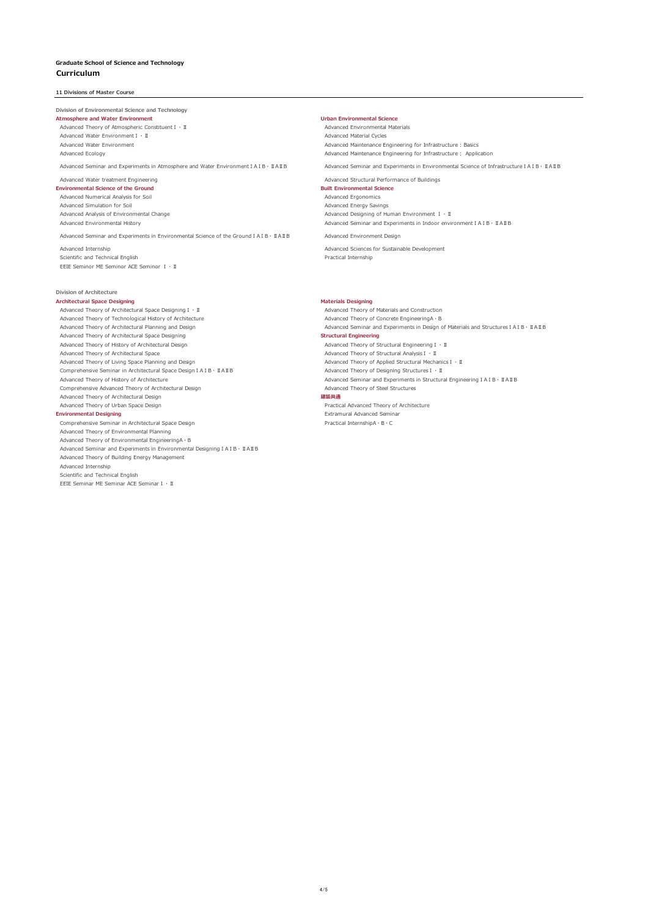**Graduate School of Science and Technology**

## Curriculum

**11 Divisions of Master Course**

### Division of Environmental Science and Technology

#### Atmosphere and Water Environment

- Advanced Theory of Atmospheric Constituent Ⅰ・Ⅱ
- Advanced Water Environment Ⅰ・Ⅱ
- Advanced Water Environment
- Advanced Ecology
- Advanced Seminar and Experiments in Atmosphere and Water Environment ⅠAⅠB・ⅡAⅡB
- Advanced Water treatment Engineering

#### Environmental Science of the Ground

- Advanced Numerical Analysis for Soil
- Advanced Simulation for Soil
- Advanced Analysis of Environmental Change
- Advanced Environmental History
- Advanced Seminar and Experiments in Environmental Science of the Ground ⅠAⅠB・ⅡAⅡB
- Advanced Internship
- Scientific and Technical English
- EEIE Seminor ME Seminor ACE Seminor Ⅰ・Ⅱ

#### Urban Environmental Science

- Advanced Environmental Materials
- Advanced Material Cycles
- Advanced Maintenance Engineering for Infrastructure : Basics
- Advanced Maintenance Engineering for Infrastructure : Application
- Advanced Seminar and Experiments in Environmental Science of Infrastructure ⅠAⅠB・ⅡAⅡB
- Advanced Structural Performance of Buildings

#### Built Environmental Science

- Advanced Ergonomics
- Advanced Energy Savings
- Advanced Designing of Human Environment Ⅰ・Ⅱ
- Advanced Seminar and Experiments in Indoor environment ⅠAⅠB・ⅡAⅡB
- Advanced Environment Design
- Advanced Sciences for Sustainable Development
- Practical Internship

### Division of Architecture

#### Architectural Space Designing

- Advanced Theory of Architectural Space Designing Ⅰ・Ⅱ
- Advanced Theory of Technological History of Architecture
- Advanced Theory of Architectural Planning and Design
- Advanced Theory of Architectural Space Designing
- Advanced Theory of History of Architectural Design
- Advanced Theory of Architectural Space
- Advanced Theory of Living Space Planning and Design
- Comprehensive Seminar in Architectural Space Design ⅠAⅠB・ⅡAⅡB
- Advanced Theory of History of Architecture
- Comprehensive Advanced Theory of Architectural Design
- Advanced Theory of Architectural Design
- Advanced Theory of Urban Space Design

#### Environmental Designing

- Comprehensive Seminar in Architectural Space Design
- Advanced Theory of Environmental Planning
- Advanced Theory of Environmental EngineeringA・B
- Advanced Seminar and Experiments in Environmental Designing ⅠAⅠB・ⅡAⅡB
- Advanced Theory of Building Energy Management
- Advanced Internship
- Scientific and Technical English
- EEIE Seminar ME Seminar ACE Seminar Ⅰ・Ⅱ

#### Materials Designing

- Advanced Theory of Materials and Construction
- Advanced Theory of Concrete EngineeringA・B
- Advanced Seminar and Experiments in Design of Materials and Structures ⅠAⅠB・ⅡAⅡB

#### Structural Engineering

- Advanced Theory of Structural Engineering Ⅰ・Ⅱ
- Advanced Theory of Structural Analysis Ⅰ・Ⅱ
- Advanced Theory of Applied Structural Mechanics Ⅰ・Ⅱ
- Advanced Theory of Designing Structures Ⅰ・Ⅱ
- Advanced Seminar and Experiments in Structural Engineering ⅠAⅠB・ⅡAⅡB
- Advanced Theory of Steel Structures

#### 建築共通

- Practical Advanced Theory of Architecture
- Extramural Advanced Seminar
- Practical InternshipA・B・C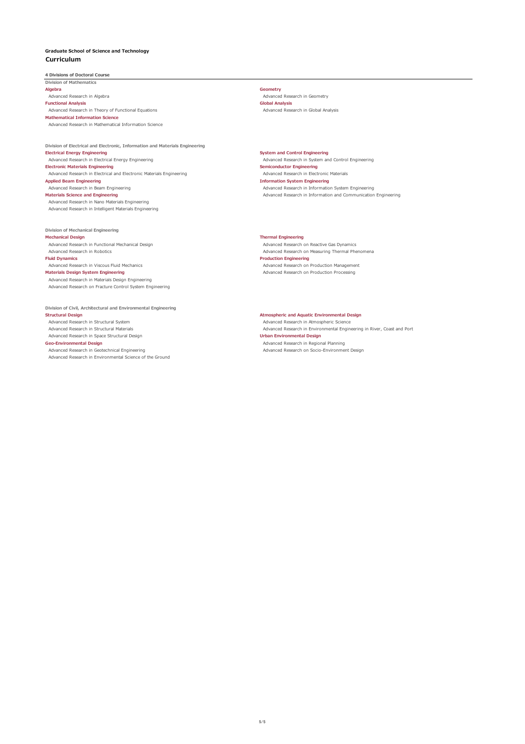**Graduate School of Science and Technology**

## Curriculum

### 4 Divisions of Doctoral Course

#### Division of Mathematics

**Algebra**

Advanced Research in Algebra

**Functional Analysis**

Advanced Research in Theory of Functional Equations

**Mathematical Information Science**

Advanced Research in Mathematical Information Science

**Geometry**

Advanced Research in Geometry

**Global Analysis**

Advanced Research in Global Analysis

#### Division of Electrical and Electronic, Information and Materials Engineering

**Electrical Energy Engineering**

Advanced Research in Electrical Energy Engineering

**Electronic Materials Engineering**

Advanced Research in Electrical and Electronic Materials Engineering

**Applied Beam Engineering**

Advanced Research in Beam Engineering

**Materials Science and Engineering**

Advanced Research in Nano Materials Engineering

Advanced Research in Intelligent Materials Engineering

**System and Control Engineering**

Advanced Research in System and Control Engineering

**Semiconductor Engineering**

Advanced Research in Electronic Materials

**Information System Engineering**

Advanced Research in Information System Engineering

Advanced Research in Information and Communication Engineering

#### Division of Mechanical Engineering

**Mechanical Design**

Advanced Research in Functional Mechanical Design

Advanced Research in Robotics

**Fluid Dynamics**

Advanced Research in Viscous Fluid Mechanics

**Materials Design System Engineering**

Advanced Research in Materials Design Engineering

Advanced Research on Fracture Control System Engineering

**Thermal Engineering**

Advanced Research on Reactive Gas Dynamics

Advanced Research on Measuring Thermal Phenomena

**Production Engineering**

Advanced Research on Production Management

Advanced Research on Production Processing

#### Division of Civil, Architectural and Environmental Engineering

**Structural Design**

Advanced Research in Structural System

Advanced Research in Structural Materials

Advanced Research in Space Structural Design

**Geo-Environmental Design**

Advanced Research in Geotechnical Engineering

Advanced Research in Environmental Science of the Ground

**Atmospheric and Aquatic Environmental Design**

Advanced Research in Atmospheric Science

Advanced Research in Environmental Engineering in River, Coast and Port

**Urban Environmental Design**

Advanced Research in Regional Planning

Advanced Research on Socio-Environment Design